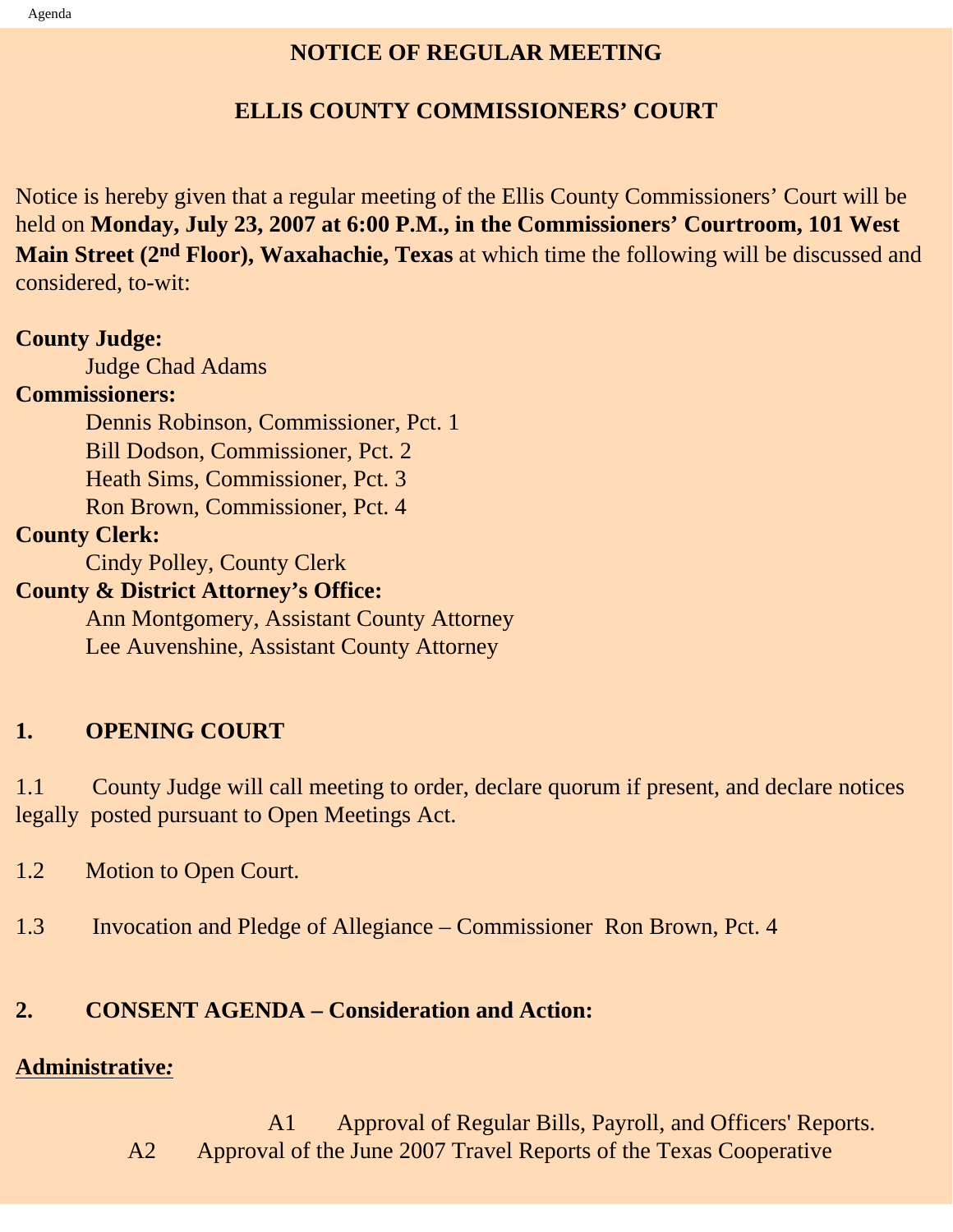# NOTICE OF REGULAR MEETING

## ELLIS COUNTY COMMISSIONERS' COURT

Notice is hereby given that a regular meeting of the Ellis County Commissioners' Court will be held on **Monday, July 23, 2007 at 6:00 P.M., in the Commissioners' Courtroom, 101 West Main Street (2nd Floor), Waxahachie, Texas** at which time the following will be discussed and considered, to-wit:

**County Judge:**
Judge Chad Adams

**Commissioners:**
Dennis Robinson, Commissioner, Pct. 1
Bill Dodson, Commissioner, Pct. 2
Heath Sims, Commissioner, Pct. 3
Ron Brown, Commissioner, Pct. 4

**County Clerk:**
Cindy Polley, County Clerk

**County & District Attorney's Office:**
Ann Montgomery, Assistant County Attorney
Lee Auvenshine, Assistant County Attorney

## 1. OPENING COURT

1.1 County Judge will call meeting to order, declare quorum if present, and declare notices legally posted pursuant to Open Meetings Act.

1.2 Motion to Open Court.

1.3 Invocation and Pledge of Allegiance – Commissioner Ron Brown, Pct. 4

## 2. CONSENT AGENDA – Consideration and Action:

**Administrative:**

A1 Approval of Regular Bills, Payroll, and Officers' Reports.

A2 Approval of the June 2007 Travel Reports of the Texas Cooperative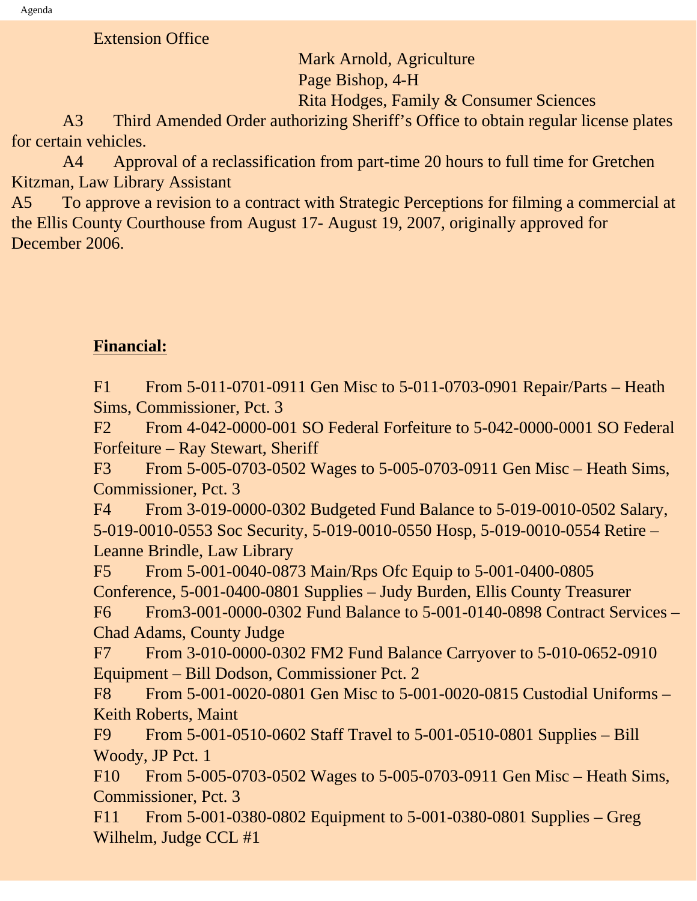Extension Office

Mark Arnold, Agriculture
Page Bishop, 4-H
Rita Hodges, Family & Consumer Sciences

A3 Third Amended Order authorizing Sheriff's Office to obtain regular license plates for certain vehicles.

A4 Approval of a reclassification from part-time 20 hours to full time for Gretchen Kitzman, Law Library Assistant

A5 To approve a revision to a contract with Strategic Perceptions for filming a commercial at the Ellis County Courthouse from August 17- August 19, 2007, originally approved for December 2006.

**Financial:**

F1 From 5-011-0701-0911 Gen Misc to 5-011-0703-0901 Repair/Parts – Heath Sims, Commissioner, Pct. 3

F2 From 4-042-0000-001 SO Federal Forfeiture to 5-042-0000-0001 SO Federal Forfeiture – Ray Stewart, Sheriff

F3 From 5-005-0703-0502 Wages to 5-005-0703-0911 Gen Misc – Heath Sims, Commissioner, Pct. 3

F4 From 3-019-0000-0302 Budgeted Fund Balance to 5-019-0010-0502 Salary, 5-019-0010-0553 Soc Security, 5-019-0010-0550 Hosp, 5-019-0010-0554 Retire – Leanne Brindle, Law Library

F5 From 5-001-0040-0873 Main/Rps Ofc Equip to 5-001-0400-0805 Conference, 5-001-0400-0801 Supplies – Judy Burden, Ellis County Treasurer

F6 From3-001-0000-0302 Fund Balance to 5-001-0140-0898 Contract Services – Chad Adams, County Judge

F7 From 3-010-0000-0302 FM2 Fund Balance Carryover to 5-010-0652-0910 Equipment – Bill Dodson, Commissioner Pct. 2

F8 From 5-001-0020-0801 Gen Misc to 5-001-0020-0815 Custodial Uniforms – Keith Roberts, Maint

F9 From 5-001-0510-0602 Staff Travel to 5-001-0510-0801 Supplies – Bill Woody, JP Pct. 1

F10 From 5-005-0703-0502 Wages to 5-005-0703-0911 Gen Misc – Heath Sims, Commissioner, Pct. 3

F11 From 5-001-0380-0802 Equipment to 5-001-0380-0801 Supplies – Greg Wilhelm, Judge CCL #1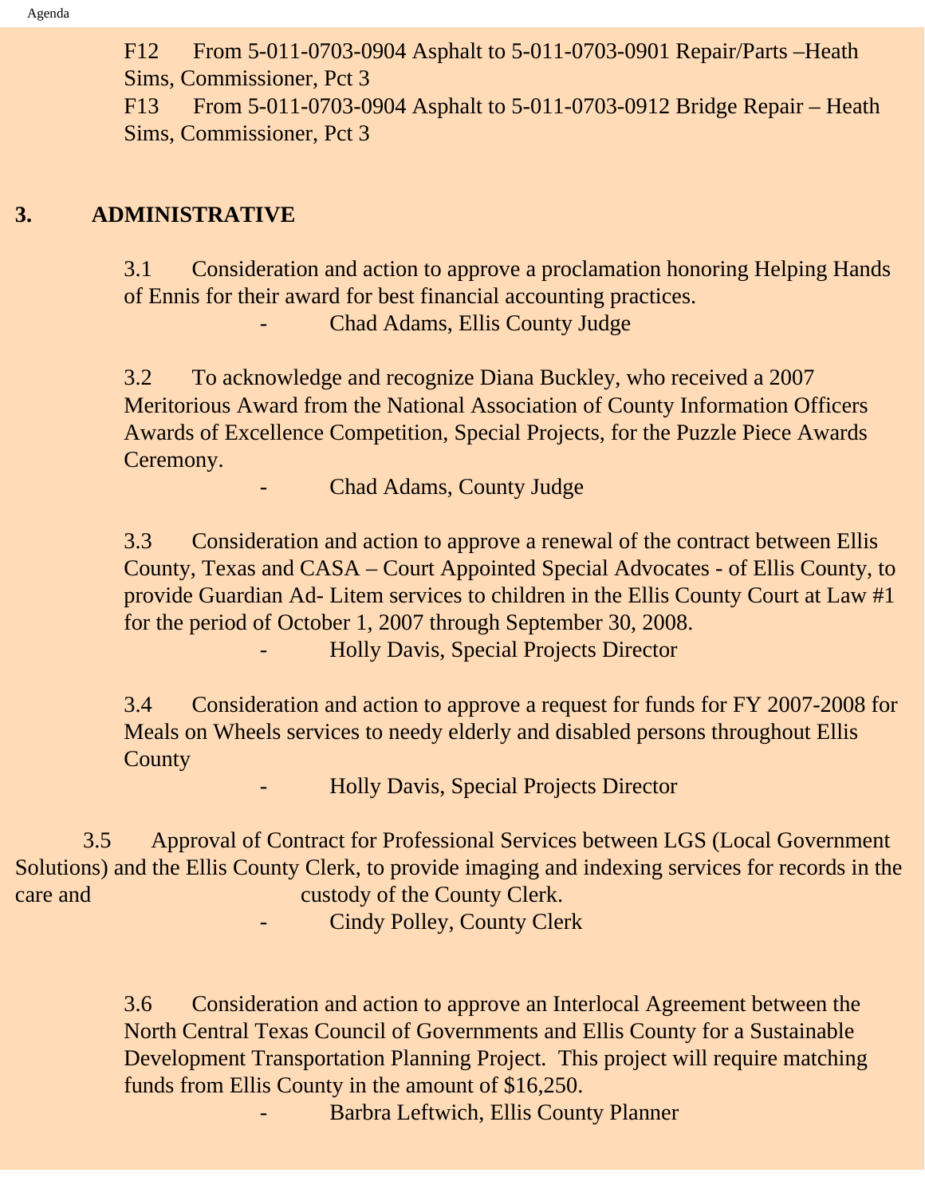F12 From 5-011-0703-0904 Asphalt to 5-011-0703-0901 Repair/Parts –Heath Sims, Commissioner, Pct 3

F13 From 5-011-0703-0904 Asphalt to 5-011-0703-0912 Bridge Repair – Heath Sims, Commissioner, Pct 3

## 3. ADMINISTRATIVE

3.1 Consideration and action to approve a proclamation honoring Helping Hands of Ennis for their award for best financial accounting practices.

- Chad Adams, Ellis County Judge

3.2 To acknowledge and recognize Diana Buckley, who received a 2007 Meritorious Award from the National Association of County Information Officers Awards of Excellence Competition, Special Projects, for the Puzzle Piece Awards Ceremony.

- Chad Adams, County Judge

3.3 Consideration and action to approve a renewal of the contract between Ellis County, Texas and CASA – Court Appointed Special Advocates - of Ellis County, to provide Guardian Ad- Litem services to children in the Ellis County Court at Law #1 for the period of October 1, 2007 through September 30, 2008.

- Holly Davis, Special Projects Director

3.4 Consideration and action to approve a request for funds for FY 2007-2008 for Meals on Wheels services to needy elderly and disabled persons throughout Ellis County

- Holly Davis, Special Projects Director

3.5 Approval of Contract for Professional Services between LGS (Local Government Solutions) and the Ellis County Clerk, to provide imaging and indexing services for records in the care and custody of the County Clerk.

- Cindy Polley, County Clerk

3.6 Consideration and action to approve an Interlocal Agreement between the North Central Texas Council of Governments and Ellis County for a Sustainable Development Transportation Planning Project. This project will require matching funds from Ellis County in the amount of $16,250.

- Barbra Leftwich, Ellis County Planner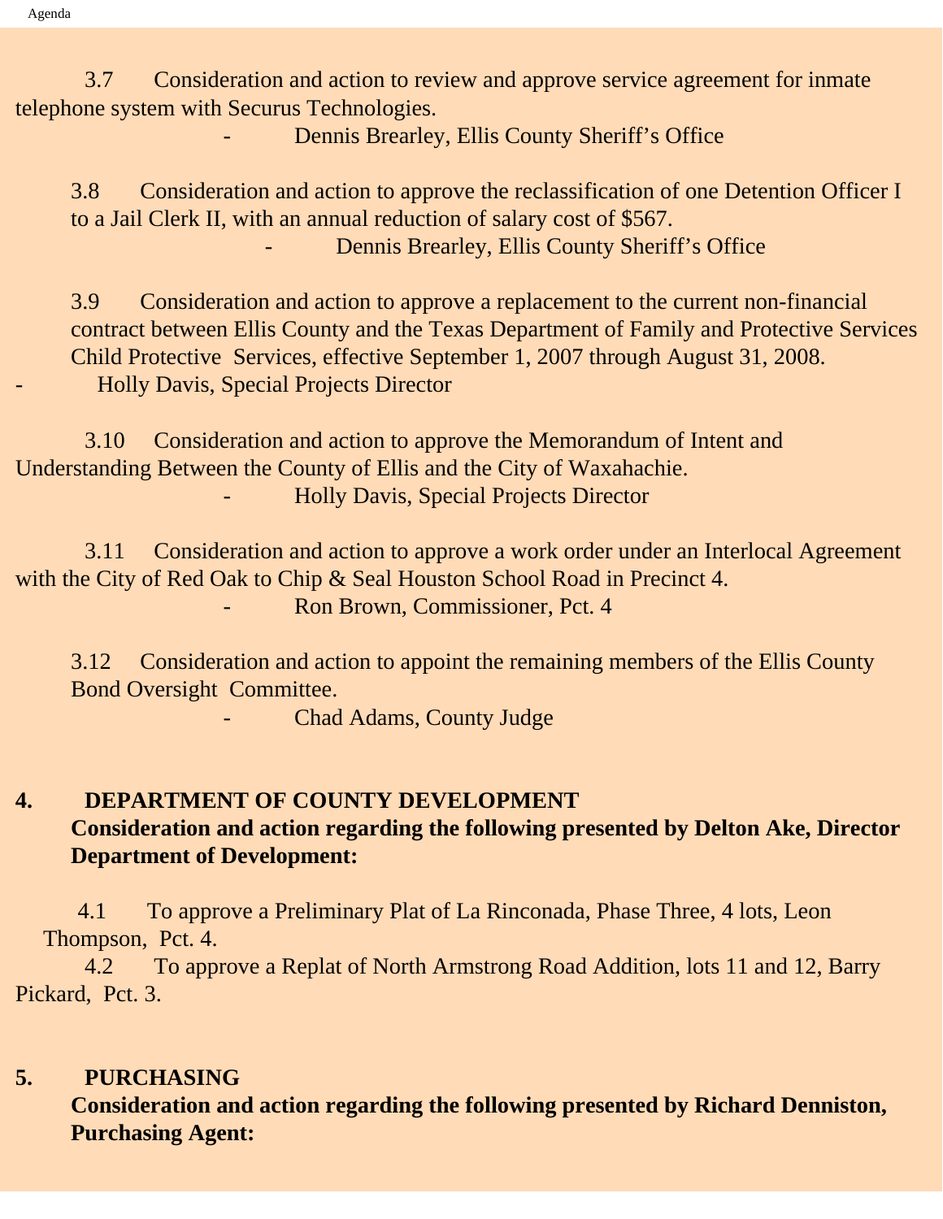3.7 Consideration and action to review and approve service agreement for inmate telephone system with Securus Technologies.

- Dennis Brearley, Ellis County Sheriff's Office

3.8 Consideration and action to approve the reclassification of one Detention Officer I to a Jail Clerk II, with an annual reduction of salary cost of $567.

- Dennis Brearley, Ellis County Sheriff's Office

3.9 Consideration and action to approve a replacement to the current non-financial contract between Ellis County and the Texas Department of Family and Protective Services Child Protective Services, effective September 1, 2007 through August 31, 2008.

- Holly Davis, Special Projects Director

3.10 Consideration and action to approve the Memorandum of Intent and Understanding Between the County of Ellis and the City of Waxahachie.

- Holly Davis, Special Projects Director

3.11 Consideration and action to approve a work order under an Interlocal Agreement with the City of Red Oak to Chip & Seal Houston School Road in Precinct 4.

- Ron Brown, Commissioner, Pct. 4

3.12 Consideration and action to appoint the remaining members of the Ellis County Bond Oversight Committee.

- Chad Adams, County Judge

**4. DEPARTMENT OF COUNTY DEVELOPMENT**

**Consideration and action regarding the following presented by Delton Ake, Director Department of Development:**

4.1 To approve a Preliminary Plat of La Rinconada, Phase Three, 4 lots, Leon Thompson, Pct. 4.

4.2 To approve a Replat of North Armstrong Road Addition, lots 11 and 12, Barry Pickard, Pct. 3.

**5. PURCHASING**

**Consideration and action regarding the following presented by Richard Denniston, Purchasing Agent:**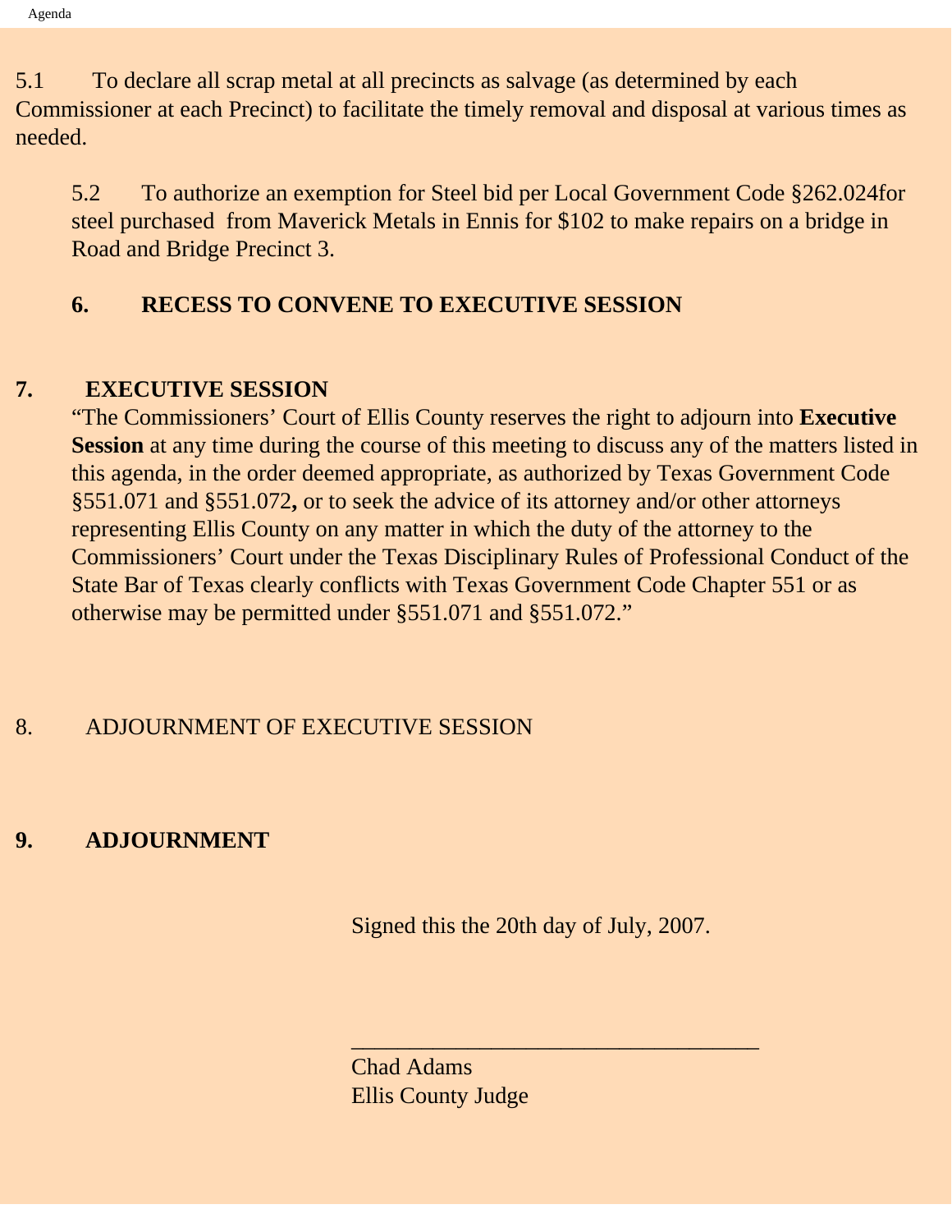5.1 To declare all scrap metal at all precincts as salvage (as determined by each Commissioner at each Precinct) to facilitate the timely removal and disposal at various times as needed.

5.2 To authorize an exemption for Steel bid per Local Government Code §262.024for steel purchased from Maverick Metals in Ennis for $102 to make repairs on a bridge in Road and Bridge Precinct 3.

**6. RECESS TO CONVENE TO EXECUTIVE SESSION**

**7. EXECUTIVE SESSION**

"The Commissioners' Court of Ellis County reserves the right to adjourn into **Executive Session** at any time during the course of this meeting to discuss any of the matters listed in this agenda, in the order deemed appropriate, as authorized by Texas Government Code §551.071 and §551.072**,** or to seek the advice of its attorney and/or other attorneys representing Ellis County on any matter in which the duty of the attorney to the Commissioners' Court under the Texas Disciplinary Rules of Professional Conduct of the State Bar of Texas clearly conflicts with Texas Government Code Chapter 551 or as otherwise may be permitted under §551.071 and §551.072."

8. ADJOURNMENT OF EXECUTIVE SESSION

**9. ADJOURNMENT**

Signed this the 20th day of July, 2007.

___________________________________

Chad Adams
Ellis County Judge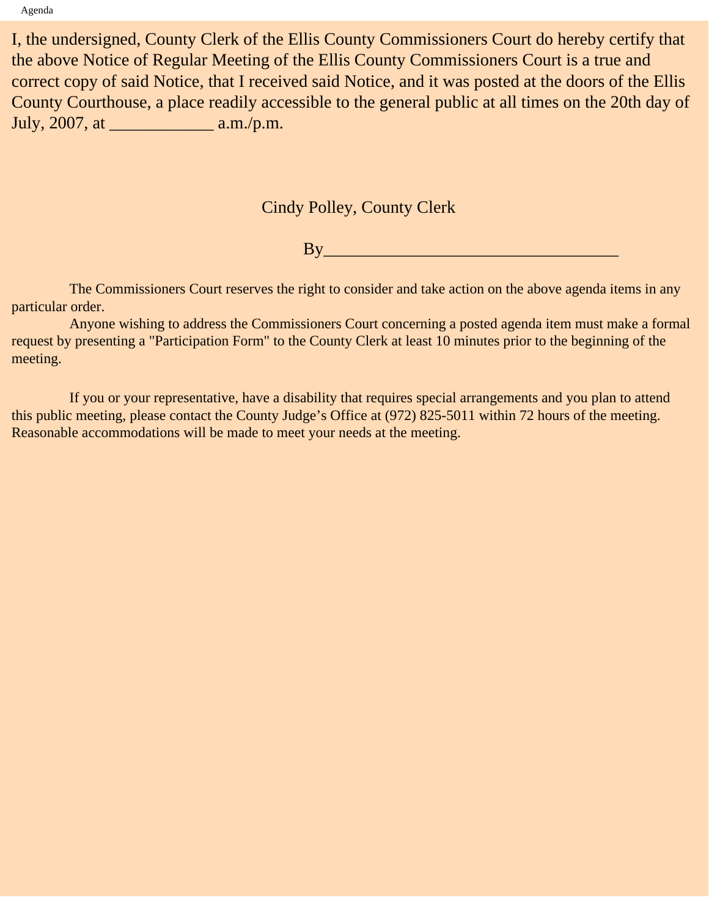I, the undersigned, County Clerk of the Ellis County Commissioners Court do hereby certify that the above Notice of Regular Meeting of the Ellis County Commissioners Court is a true and correct copy of said Notice, that I received said Notice, and it was posted at the doors of the Ellis County Courthouse, a place readily accessible to the general public at all times on the 20th day of July, 2007, at ____________ a.m./p.m.

Cindy Polley, County Clerk

By__________________________________

The Commissioners Court reserves the right to consider and take action on the above agenda items in any particular order.

Anyone wishing to address the Commissioners Court concerning a posted agenda item must make a formal request by presenting a "Participation Form" to the County Clerk at least 10 minutes prior to the beginning of the meeting.

If you or your representative, have a disability that requires special arrangements and you plan to attend this public meeting, please contact the County Judge's Office at (972) 825-5011 within 72 hours of the meeting. Reasonable accommodations will be made to meet your needs at the meeting.